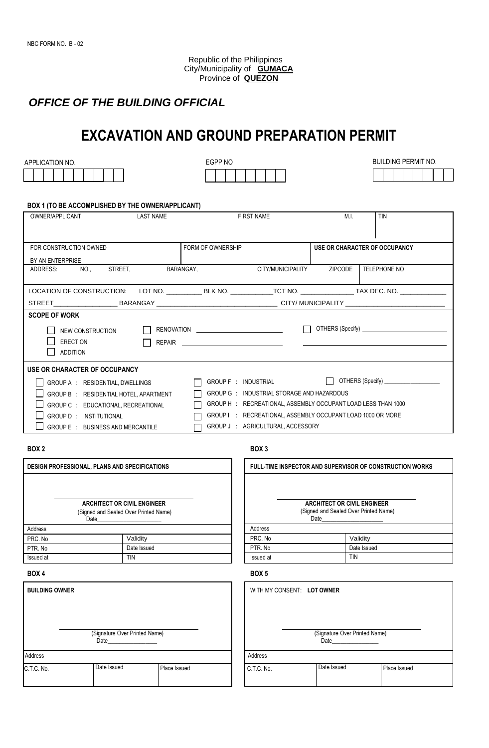NBC FORM NO. B - 02

Republic of the Philippines
City/Municipality of **GUMACA**
Province of **QUEZON**

## *OFFICE OF THE BUILDING OFFICIAL*

# EXCAVATION AND GROUND PREPARATION PERMIT

| APPLICATION NO. | EGPP NO | BUILDING PERMIT NO. |
|---|---|---|
| | | |

**BOX 1 (TO BE ACCOMPLISHED BY THE OWNER/APPLICANT)**

| OWNER/APPLICANT | LAST NAME | FIRST NAME | M.I. | TIN |
|---|---|---|---|---|
| | | | | |

| FOR CONSTRUCTION OWNED BY AN ENTERPRISE | FORM OF OWNERSHIP | **USE OR CHARACTER OF OCCUPANCY** |
|---|---|---|
| | | |

| ADDRESS: NO., STREET, | BARANGAY, | CITY/MUNICIPALITY | ZIPCODE | TELEPHONE NO |
|---|---|---|---|---|
| | | | | |

LOCATION OF CONSTRUCTION: LOT NO. __________ BLK NO. ___________TCT NO. ______________ TAX DEC. NO. ____________

STREET_________________ BARANGAY ________________________________ CITY/ MUNICIPALITY ___________________________

**SCOPE OF WORK**

- ☐ NEW CONSTRUCTION
- ☐ ERECTION
- ☐ ADDITION
- ☐ RENOVATION ________________________
- ☐ REPAIR ________________________
- ☐ OTHERS (Specify) ________________________

**USE OR CHARACTER OF OCCUPANCY**

- ☐ GROUP A : RESIDENTIAL, DWELLINGS
- ☐ GROUP B : RESIDENTIAL HOTEL, APARTMENT
- ☐ GROUP C : EDUCATIONAL, RECREATIONAL
- ☐ GROUP D : INSTITUTIONAL
- ☐ GROUP E : BUSINESS AND MERCANTILE
- ☐ GROUP F : INDUSTRIAL
- ☐ GROUP G : INDUSTRIAL STORAGE AND HAZARDOUS
- ☐ GROUP H : RECREATIONAL, ASSEMBLY OCCUPANT LOAD LESS THAN 1000
- ☐ GROUP I : RECREATIONAL, ASSEMBLY OCCUPANT LOAD 1000 OR MORE
- ☐ GROUP J : AGRICULTURAL, ACCESSORY
- ☐ OTHERS (Specify) __________________

**BOX 2**

**DESIGN PROFESSIONAL, PLANS AND SPECIFICATIONS**

______________________________
**ARCHITECT OR CIVIL ENGINEER**
(Signed and Sealed Over Printed Name)
Date_____________________

| Address | |
|---|---|
| PRC. No | Validity |
| PTR. No | Date Issued |
| Issued at | TIN |

**BOX 3**

**FULL-TIME INSPECTOR AND SUPERVISOR OF CONSTRUCTION WORKS**

______________________________
**ARCHITECT OR CIVIL ENGINEER**
(Signed and Sealed Over Printed Name)
Date____________________

| Address | |
|---|---|
| PRC. No | Validity |
| PTR. No | Date Issued |
| Issued at | TIN |

**BOX 4**

**BUILDING OWNER**

______________________________
(Signature Over Printed Name)
Date________________

| Address | | |
|---|---|---|
| C.T.C. No. | Date Issued | Place Issued |

**BOX 5**

WITH MY CONSENT: **LOT OWNER**

______________________________
(Signature Over Printed Name)
Date________________

| Address | | |
|---|---|---|
| C.T.C. No. | Date Issued | Place Issued |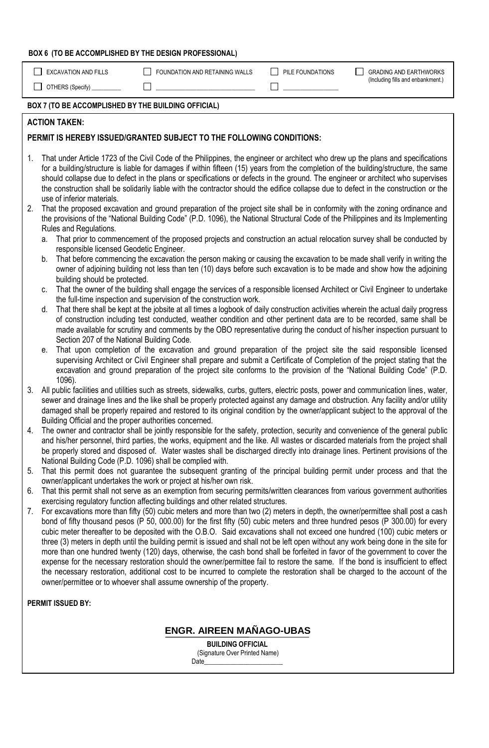**BOX 6 (TO BE ACCOMPLISHED BY THE DESIGN PROFESSIONAL)**

☐ EXCAVATION AND FILLS ☐ FOUNDATION AND RETAINING WALLS ☐ PILE FOUNDATIONS ☐ GRADING AND EARTHWORKS (Including fills and enbankment.)

☐ OTHERS (Specify) __________ ☐ ______________________________ ☐ ________________

**BOX 7 (TO BE ACCOMPLISHED BY THE BUILDING OFFICIAL)**

**ACTION TAKEN:**

**PERMIT IS HEREBY ISSUED/GRANTED SUBJECT TO THE FOLLOWING CONDITIONS:**

1. That under Article 1723 of the Civil Code of the Philippines, the engineer or architect who drew up the plans and specifications for a building/structure is liable for damages if within fifteen (15) years from the completion of the building/structure, the same should collapse due to defect in the plans or specifications or defects in the ground. The engineer or architect who supervises the construction shall be solidarily liable with the contractor should the edifice collapse due to defect in the construction or the use of inferior materials.
2. That the proposed excavation and ground preparation of the project site shall be in conformity with the zoning ordinance and the provisions of the "National Building Code" (P.D. 1096), the National Structural Code of the Philippines and its Implementing Rules and Regulations.
   a. That prior to commencement of the proposed projects and construction an actual relocation survey shall be conducted by responsible licensed Geodetic Engineer.
   b. That before commencing the excavation the person making or causing the excavation to be made shall verify in writing the owner of adjoining building not less than ten (10) days before such excavation is to be made and show how the adjoining building should be protected.
   c. That the owner of the building shall engage the services of a responsible licensed Architect or Civil Engineer to undertake the full-time inspection and supervision of the construction work.
   d. That there shall be kept at the jobsite at all times a logbook of daily construction activities wherein the actual daily progress of construction including test conducted, weather condition and other pertinent data are to be recorded, same shall be made available for scrutiny and comments by the OBO representative during the conduct of his/her inspection pursuant to Section 207 of the National Building Code.
   e. That upon completion of the excavation and ground preparation of the project site the said responsible licensed supervising Architect or Civil Engineer shall prepare and submit a Certificate of Completion of the project stating that the excavation and ground preparation of the project site conforms to the provision of the "National Building Code" (P.D. 1096).
3. All public facilities and utilities such as streets, sidewalks, curbs, gutters, electric posts, power and communication lines, water, sewer and drainage lines and the like shall be properly protected against any damage and obstruction. Any facility and/or utility damaged shall be properly repaired and restored to its original condition by the owner/applicant subject to the approval of the Building Official and the proper authorities concerned.
4. The owner and contractor shall be jointly responsible for the safety, protection, security and convenience of the general public and his/her personnel, third parties, the works, equipment and the like. All wastes or discarded materials from the project shall be properly stored and disposed of. Water wastes shall be discharged directly into drainage lines. Pertinent provisions of the National Building Code (P.D. 1096) shall be complied with.
5. That this permit does not guarantee the subsequent granting of the principal building permit under process and that the owner/applicant undertakes the work or project at his/her own risk.
6. That this permit shall not serve as an exemption from securing permits/written clearances from various government authorities exercising regulatory function affecting buildings and other related structures.
7. For excavations more than fifty (50) cubic meters and more than two (2) meters in depth, the owner/permittee shall post a cash bond of fifty thousand pesos (P 50, 000.00) for the first fifty (50) cubic meters and three hundred pesos (P 300.00) for every cubic meter thereafter to be deposited with the O.B.O. Said excavations shall not exceed one hundred (100) cubic meters or three (3) meters in depth until the building permit is issued and shall not be left open without any work being done in the site for more than one hundred twenty (120) days, otherwise, the cash bond shall be forfeited in favor of the government to cover the expense for the necessary restoration should the owner/permittee fail to restore the same. If the bond is insufficient to effect the necessary restoration, additional cost to be incurred to complete the restoration shall be charged to the account of the owner/permittee or to whoever shall assume ownership of the property.

**PERMIT ISSUED BY:**

**ENGR. AIREEN MAÑAGO-UBAS**

**BUILDING OFFICIAL**

(Signature Over Printed Name)

Date________________________